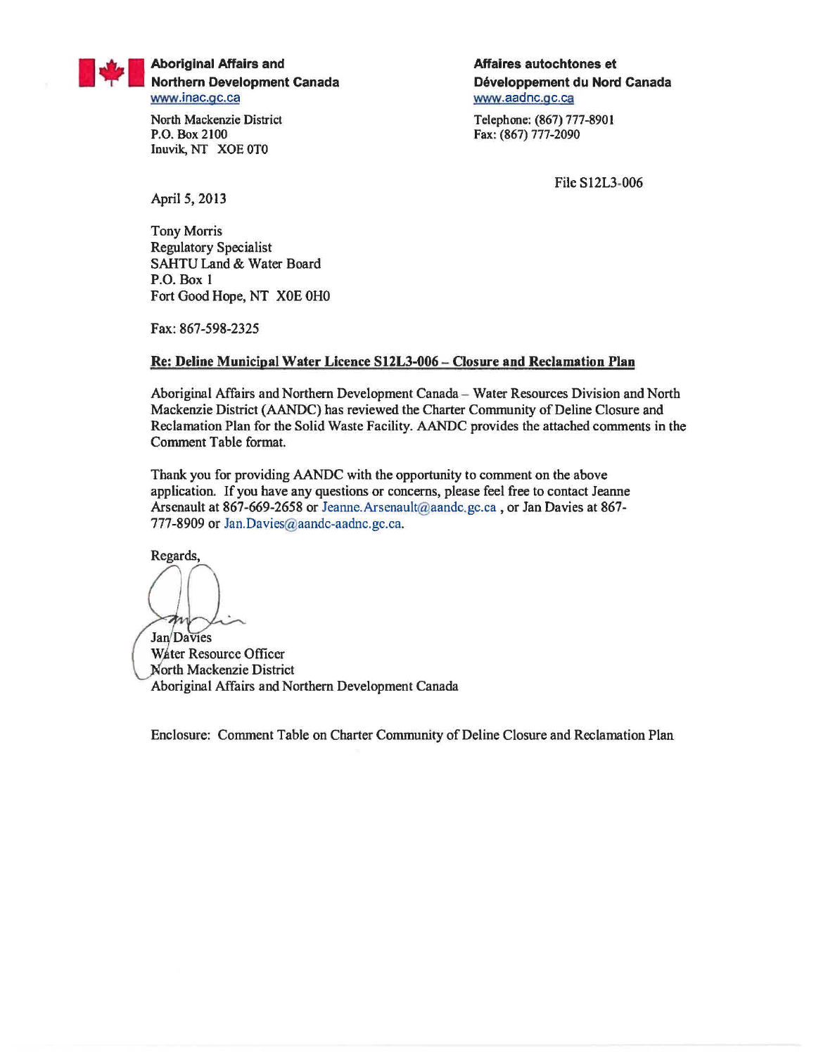**Aboriginal Affairs and Northern Development Canada**
www.inac.gc.ca

North Mackenzie District
P.O. Box 2100
Inuvik, NT X0E 0T0

**Affaires autochtones et Développement du Nord Canada**
www.aadnc.gc.ca

Telephone: (867) 777-8901
Fax: (867) 777-2090

File S12L3-006

April 5, 2013

Tony Morris
Regulatory Specialist
SAHTU Land & Water Board
P.O. Box 1
Fort Good Hope, NT X0E 0H0

Fax: 867-598-2325

**Re: Deline Municipal Water Licence S12L3-006 – Closure and Reclamation Plan**

Aboriginal Affairs and Northern Development Canada – Water Resources Division and North Mackenzie District (AANDC) has reviewed the Charter Community of Deline Closure and Reclamation Plan for the Solid Waste Facility. AANDC provides the attached comments in the Comment Table format.

Thank you for providing AANDC with the opportunity to comment on the above application. If you have any questions or concerns, please feel free to contact Jeanne Arsenault at 867-669-2658 or Jeanne.Arsenault@aandc.gc.ca , or Jan Davies at 867-777-8909 or Jan.Davies@aandc-aadnc.gc.ca.

Regards,

Jan Davies
Water Resource Officer
North Mackenzie District
Aboriginal Affairs and Northern Development Canada

Enclosure: Comment Table on Charter Community of Deline Closure and Reclamation Plan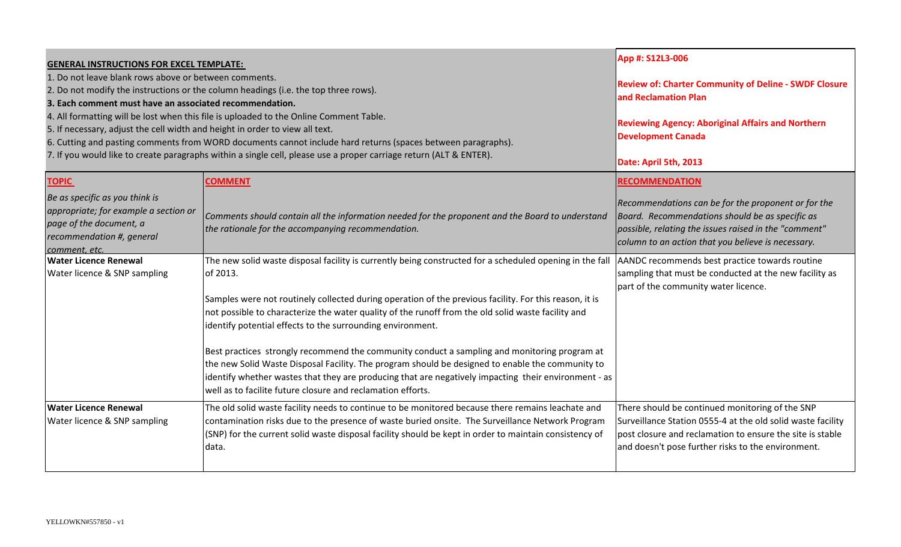| **GENERAL INSTRUCTIONS FOR EXCEL TEMPLATE:**<br>1. Do not leave blank rows above or between comments.<br>2. Do not modify the instructions or the column headings (i.e. the top three rows).<br>**3. Each comment must have an associated recommendation.**<br>4. All formatting will be lost when this file is uploaded to the Online Comment Table.<br>5. If necessary, adjust the cell width and height in order to view all text.<br>6. Cutting and pasting comments from WORD documents cannot include hard returns (spaces between paragraphs).<br>7. If you would like to create paragraphs within a single cell, please use a proper carriage return (ALT & ENTER). | | **App #: S12L3-006**<br><br>**Review of: Charter Community of Deline - SWDF Closure and Reclamation Plan**<br><br>**Reviewing Agency: Aboriginal Affairs and Northern Development Canada**<br><br>**Date: April 5th, 2013** |
|---|---|---|
| **TOPIC**<br>*Be as specific as you think is appropriate; for example a section or page of the document, a recommendation #, general comment, etc.* | **COMMENT**<br>*Comments should contain all the information needed for the proponent and the Board to understand the rationale for the accompanying recommendation.* | **RECOMMENDATION**<br>*Recommendations can be for the proponent or for the Board. Recommendations should be as specific as possible, relating the issues raised in the "comment" column to an action that you believe is necessary.* |
| **Water Licence Renewal**<br>Water licence & SNP sampling | The new solid waste disposal facility is currently being constructed for a scheduled opening in the fall of 2013.<br><br>Samples were not routinely collected during operation of the previous facility. For this reason, it is not possible to characterize the water quality of the runoff from the old solid waste facility and identify potential effects to the surrounding environment.<br><br>Best practices strongly recommend the community conduct a sampling and monitoring program at the new Solid Waste Disposal Facility. The program should be designed to enable the community to identify whether wastes that they are producing that are negatively impacting their environment - as well as to facilite future closure and reclamation efforts. | AANDC recommends best practice towards routine sampling that must be conducted at the new facility as part of the community water licence. |
| **Water Licence Renewal**<br>Water licence & SNP sampling | The old solid waste facility needs to continue to be monitored because there remains leachate and contamination risks due to the presence of waste buried onsite. The Surveillance Network Program (SNP) for the current solid waste disposal facility should be kept in order to maintain consistency of data. | There should be continued monitoring of the SNP Surveillance Station 0555-4 at the old solid waste facility post closure and reclamation to ensure the site is stable and doesn't pose further risks to the environment. |

YELLOWKN#557850 - v1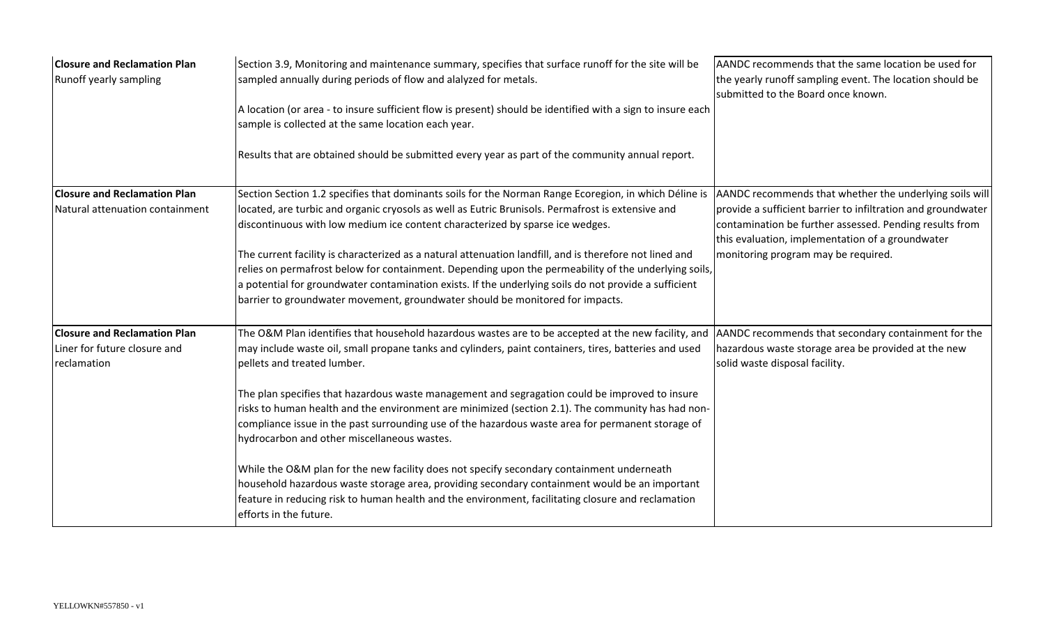| | | |
|---|---|---|
| **Closure and Reclamation Plan**<br>Runoff yearly sampling | Section 3.9, Monitoring and maintenance summary, specifies that surface runoff for the site will be sampled annually during periods of flow and alalyzed for metals.<br><br>A location (or area - to insure sufficient flow is present) should be identified with a sign to insure each sample is collected at the same location each year.<br><br>Results that are obtained should be submitted every year as part of the community annual report. | AANDC recommends that the same location be used for the yearly runoff sampling event. The location should be submitted to the Board once known. |
| **Closure and Reclamation Plan**<br>Natural attenuation containment | Section Section 1.2 specifies that dominants soils for the Norman Range Ecoregion, in which Déline is located, are turbic and organic cryosols as well as Eutric Brunisols. Permafrost is extensive and discontinuous with low medium ice content characterized by sparse ice wedges.<br><br>The current facility is characterized as a natural attenuation landfill, and is therefore not lined and relies on permafrost below for containment. Depending upon the permeability of the underlying soils, a potential for groundwater contamination exists. If the underlying soils do not provide a sufficient barrier to groundwater movement, groundwater should be monitored for impacts. | AANDC recommends that whether the underlying soils will provide a sufficient barrier to infiltration and groundwater contamination be further assessed. Pending results from this evaluation, implementation of a groundwater monitoring program may be required. |
| **Closure and Reclamation Plan**<br>Liner for future closure and reclamation | The O&M Plan identifies that household hazardous wastes are to be accepted at the new facility, and may include waste oil, small propane tanks and cylinders, paint containers, tires, batteries and used pellets and treated lumber.<br><br>The plan specifies that hazardous waste management and segragation could be improved to insure risks to human health and the environment are minimized (section 2.1). The community has had non-compliance issue in the past surrounding use of the hazardous waste area for permanent storage of hydrocarbon and other miscellaneous wastes.<br><br>While the O&M plan for the new facility does not specify secondary containment underneath household hazardous waste storage area, providing secondary containment would be an important feature in reducing risk to human health and the environment, facilitating closure and reclamation efforts in the future. | AANDC recommends that secondary containment for the hazardous waste storage area be provided at the new solid waste disposal facility. |

YELLOWKN#557850 - v1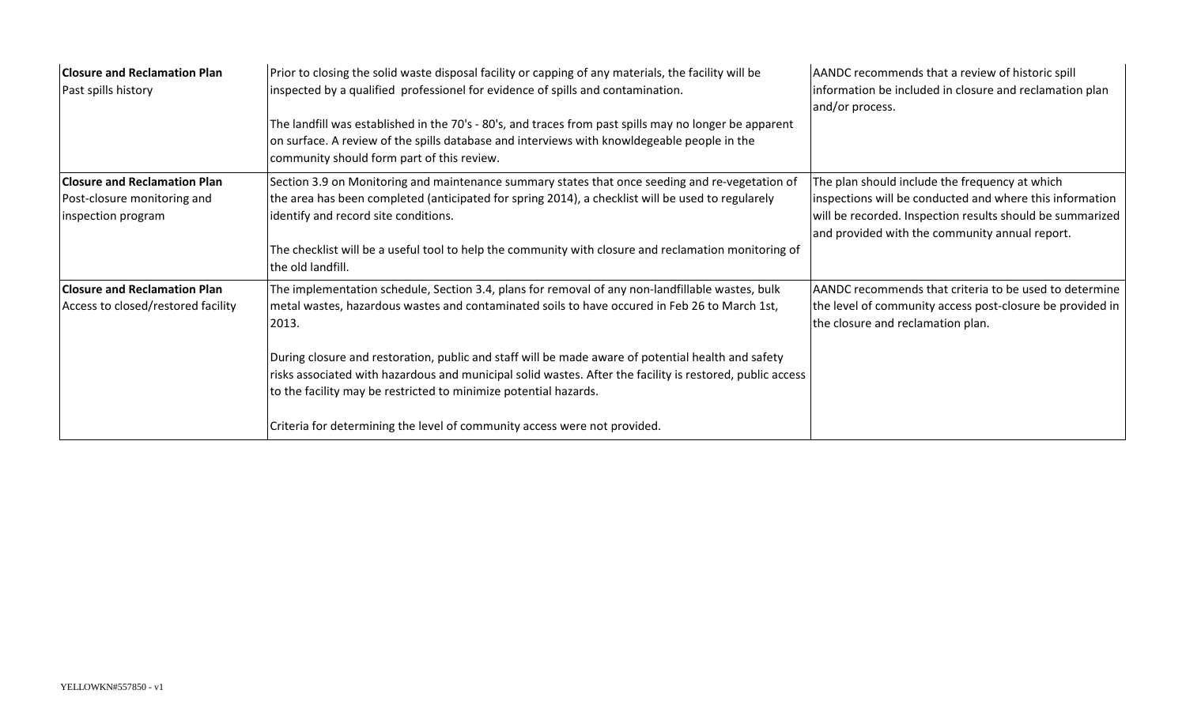| | | |
|---|---|---|
| **Closure and Reclamation Plan** Past spills history | Prior to closing the solid waste disposal facility or capping of any materials, the facility will be inspected by a qualified professionel for evidence of spills and contamination.<br><br>The landfill was established in the 70's - 80's, and traces from past spills may no longer be apparent on surface. A review of the spills database and interviews with knowldegeable people in the community should form part of this review. | AANDC recommends that a review of historic spill information be included in closure and reclamation plan and/or process. |
| **Closure and Reclamation Plan** Post-closure monitoring and inspection program | Section 3.9 on Monitoring and maintenance summary states that once seeding and re-vegetation of the area has been completed (anticipated for spring 2014), a checklist will be used to regularely identify and record site conditions.<br><br>The checklist will be a useful tool to help the community with closure and reclamation monitoring of the old landfill. | The plan should include the frequency at which inspections will be conducted and where this information will be recorded. Inspection results should be summarized and provided with the community annual report. |
| **Closure and Reclamation Plan** Access to closed/restored facility | The implementation schedule, Section 3.4, plans for removal of any non-landfillable wastes, bulk metal wastes, hazardous wastes and contaminated soils to have occured in Feb 26 to March 1st, 2013.<br><br>During closure and restoration, public and staff will be made aware of potential health and safety risks associated with hazardous and municipal solid wastes. After the facility is restored, public access to the facility may be restricted to minimize potential hazards.<br><br>Criteria for determining the level of community access were not provided. | AANDC recommends that criteria to be used to determine the level of community access post-closure be provided in the closure and reclamation plan. |

YELLOWKN#557850 - v1